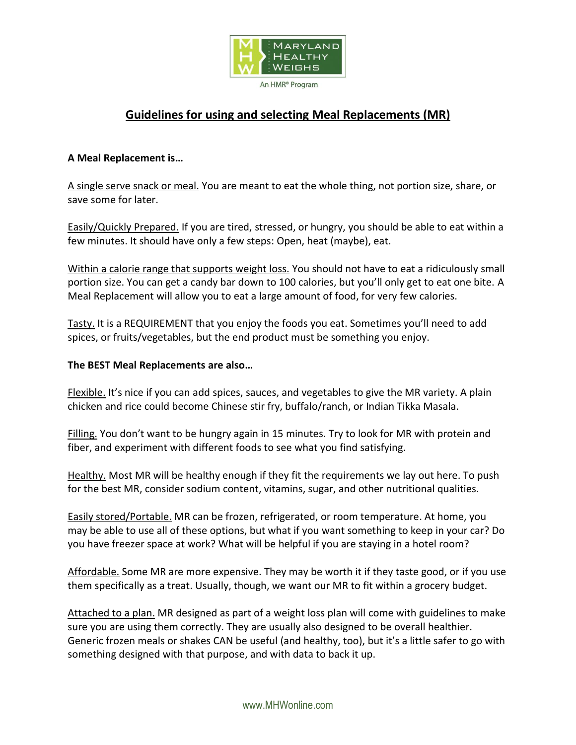# Guidelines for using and selecting Meal Replacements (MR)

**A Meal Replacement is…**

A single serve snack or meal. You are meant to eat the whole thing, not portion size, share, or save some for later.

Easily/Quickly Prepared. If you are tired, stressed, or hungry, you should be able to eat within a few minutes. It should have only a few steps: Open, heat (maybe), eat.

Within a calorie range that supports weight loss. You should not have to eat a ridiculously small portion size. You can get a candy bar down to 100 calories, but you'll only get to eat one bite. A Meal Replacement will allow you to eat a large amount of food, for very few calories.

Tasty. It is a REQUIREMENT that you enjoy the foods you eat. Sometimes you'll need to add spices, or fruits/vegetables, but the end product must be something you enjoy.

**The BEST Meal Replacements are also…**

Flexible. It's nice if you can add spices, sauces, and vegetables to give the MR variety. A plain chicken and rice could become Chinese stir fry, buffalo/ranch, or Indian Tikka Masala.

Filling. You don't want to be hungry again in 15 minutes. Try to look for MR with protein and fiber, and experiment with different foods to see what you find satisfying.

Healthy. Most MR will be healthy enough if they fit the requirements we lay out here. To push for the best MR, consider sodium content, vitamins, sugar, and other nutritional qualities.

Easily stored/Portable. MR can be frozen, refrigerated, or room temperature. At home, you may be able to use all of these options, but what if you want something to keep in your car? Do you have freezer space at work? What will be helpful if you are staying in a hotel room?

Affordable. Some MR are more expensive. They may be worth it if they taste good, or if you use them specifically as a treat. Usually, though, we want our MR to fit within a grocery budget.

Attached to a plan. MR designed as part of a weight loss plan will come with guidelines to make sure you are using them correctly. They are usually also designed to be overall healthier. Generic frozen meals or shakes CAN be useful (and healthy, too), but it's a little safer to go with something designed with that purpose, and with data to back it up.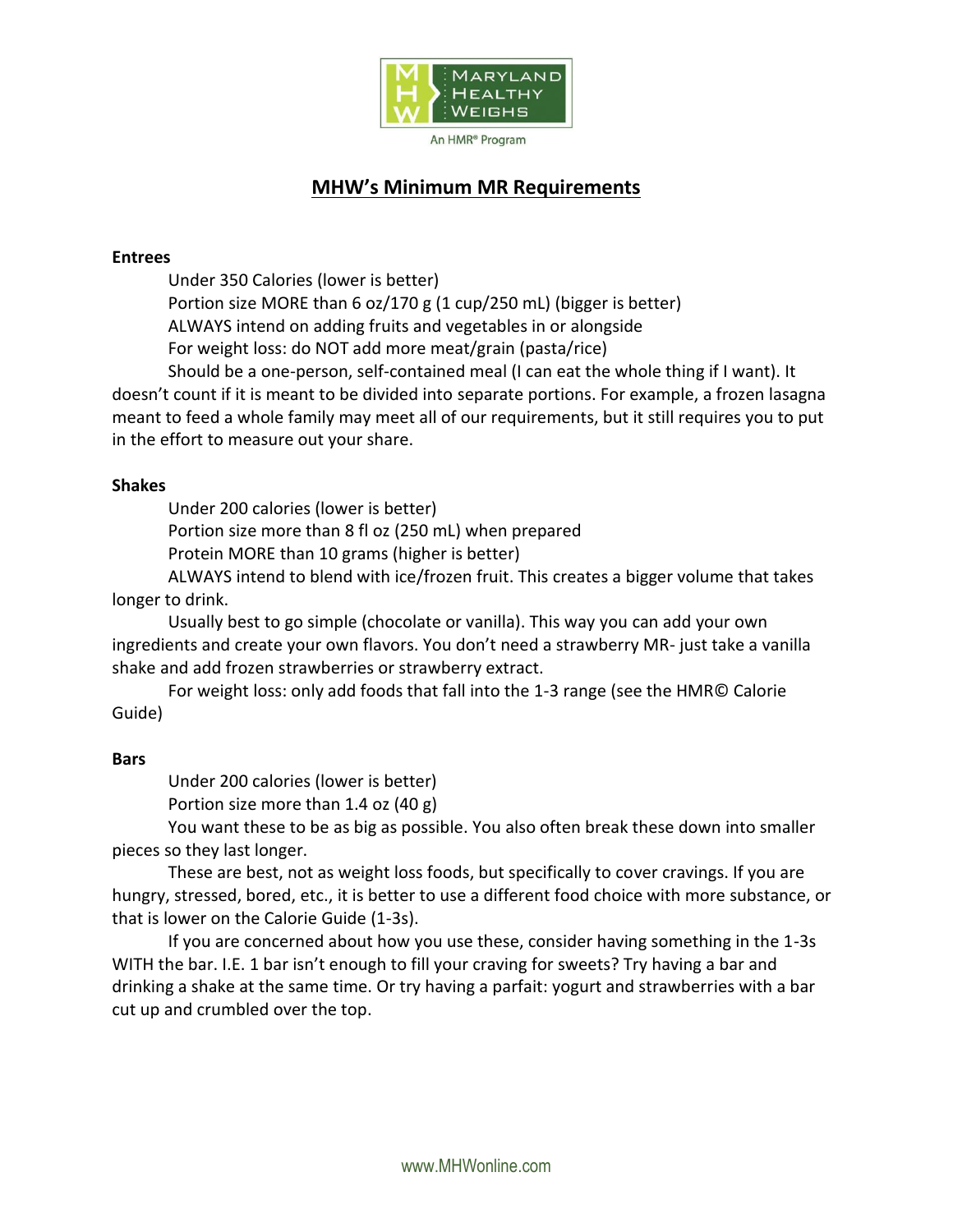Maryland Healthy Weighs

An HMR® Program

# MHW's Minimum MR Requirements

**Entrees**

Under 350 Calories (lower is better)

Portion size MORE than 6 oz/170 g (1 cup/250 mL) (bigger is better)

ALWAYS intend on adding fruits and vegetables in or alongside

For weight loss: do NOT add more meat/grain (pasta/rice)

Should be a one-person, self-contained meal (I can eat the whole thing if I want). It doesn't count if it is meant to be divided into separate portions. For example, a frozen lasagna meant to feed a whole family may meet all of our requirements, but it still requires you to put in the effort to measure out your share.

**Shakes**

Under 200 calories (lower is better)

Portion size more than 8 fl oz (250 mL) when prepared

Protein MORE than 10 grams (higher is better)

ALWAYS intend to blend with ice/frozen fruit. This creates a bigger volume that takes longer to drink.

Usually best to go simple (chocolate or vanilla). This way you can add your own ingredients and create your own flavors. You don't need a strawberry MR- just take a vanilla shake and add frozen strawberries or strawberry extract.

For weight loss: only add foods that fall into the 1-3 range (see the HMR© Calorie Guide)

**Bars**

Under 200 calories (lower is better)

Portion size more than 1.4 oz (40 g)

You want these to be as big as possible. You also often break these down into smaller pieces so they last longer.

These are best, not as weight loss foods, but specifically to cover cravings. If you are hungry, stressed, bored, etc., it is better to use a different food choice with more substance, or that is lower on the Calorie Guide (1-3s).

If you are concerned about how you use these, consider having something in the 1-3s WITH the bar. I.E. 1 bar isn't enough to fill your craving for sweets? Try having a bar and drinking a shake at the same time. Or try having a parfait: yogurt and strawberries with a bar cut up and crumbled over the top.